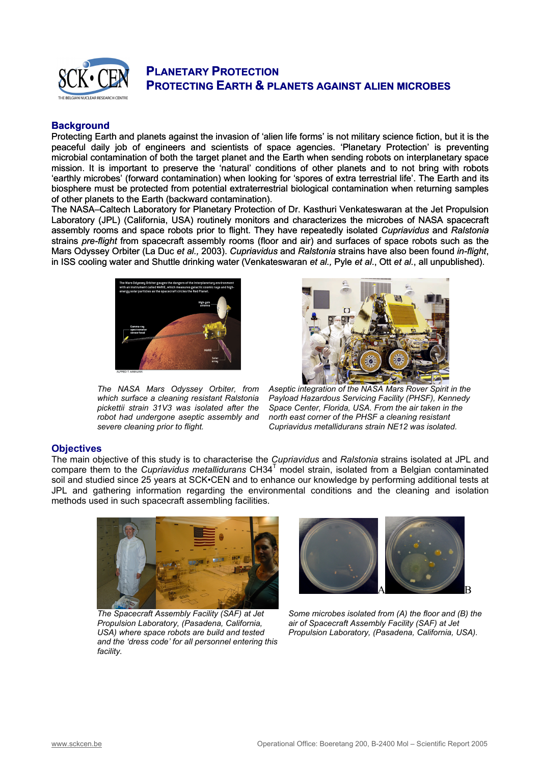# PLANETARY PROTECTION
# PROTECTING EARTH & PLANETS AGAINST ALIEN MICROBES

## Background

Protecting Earth and planets against the invasion of 'alien life forms' is not military science fiction, but it is the peaceful daily job of engineers and scientists of space agencies. 'Planetary Protection' is preventing microbial contamination of both the target planet and the Earth when sending robots on interplanetary space mission. It is important to preserve the 'natural' conditions of other planets and to not bring with robots 'earthly microbes' (forward contamination) when looking for 'spores of extra terrestrial life'. The Earth and its biosphere must be protected from potential extraterrestrial biological contamination when returning samples of other planets to the Earth (backward contamination).

The NASA–Caltech Laboratory for Planetary Protection of Dr. Kasthuri Venkateswaran at the Jet Propulsion Laboratory (JPL) (California, USA) routinely monitors and characterizes the microbes of NASA spacecraft assembly rooms and space robots prior to flight. They have repeatedly isolated *Cupriavidus* and *Ralstonia* strains *pre-flight* from spacecraft assembly rooms (floor and air) and surfaces of space robots such as the Mars Odyssey Orbiter (La Duc *et al.,* 2003). *Cupriavidus* and *Ralstonia* strains have also been found *in-flight*, in ISS cooling water and Shuttle drinking water (Venkateswaran *et al.,* Pyle *et al*., Ott *et al*., all unpublished).

*The NASA Mars Odyssey Orbiter, from which surface a cleaning resistant Ralstonia pickettii strain 31V3 was isolated after the robot had undergone aseptic assembly and severe cleaning prior to flight.*

*Aseptic integration of the NASA Mars Rover Spirit in the Payload Hazardous Servicing Facility (PHSF), Kennedy Space Center, Florida, USA. From the air taken in the north east corner of the PHSF a cleaning resistant Cupriavidus metallidurans strain NE12 was isolated.*

## Objectives

The main objective of this study is to characterise the *Cupriavidus* and *Ralstonia* strains isolated at JPL and compare them to the *Cupriavidus metallidurans* CH34$^{T}$ model strain, isolated from a Belgian contaminated soil and studied since 25 years at SCK•CEN and to enhance our knowledge by performing additional tests at JPL and gathering information regarding the environmental conditions and the cleaning and isolation methods used in such spacecraft assembling facilities.

*The Spacecraft Assembly Facility (SAF) at Jet Propulsion Laboratory, (Pasadena, California, USA) where space robots are build and tested and the 'dress code' for all personnel entering this facility.*

*Some microbes isolated from (A) the floor and (B) the air of Spacecraft Assembly Facility (SAF) at Jet Propulsion Laboratory, (Pasadena, California, USA).*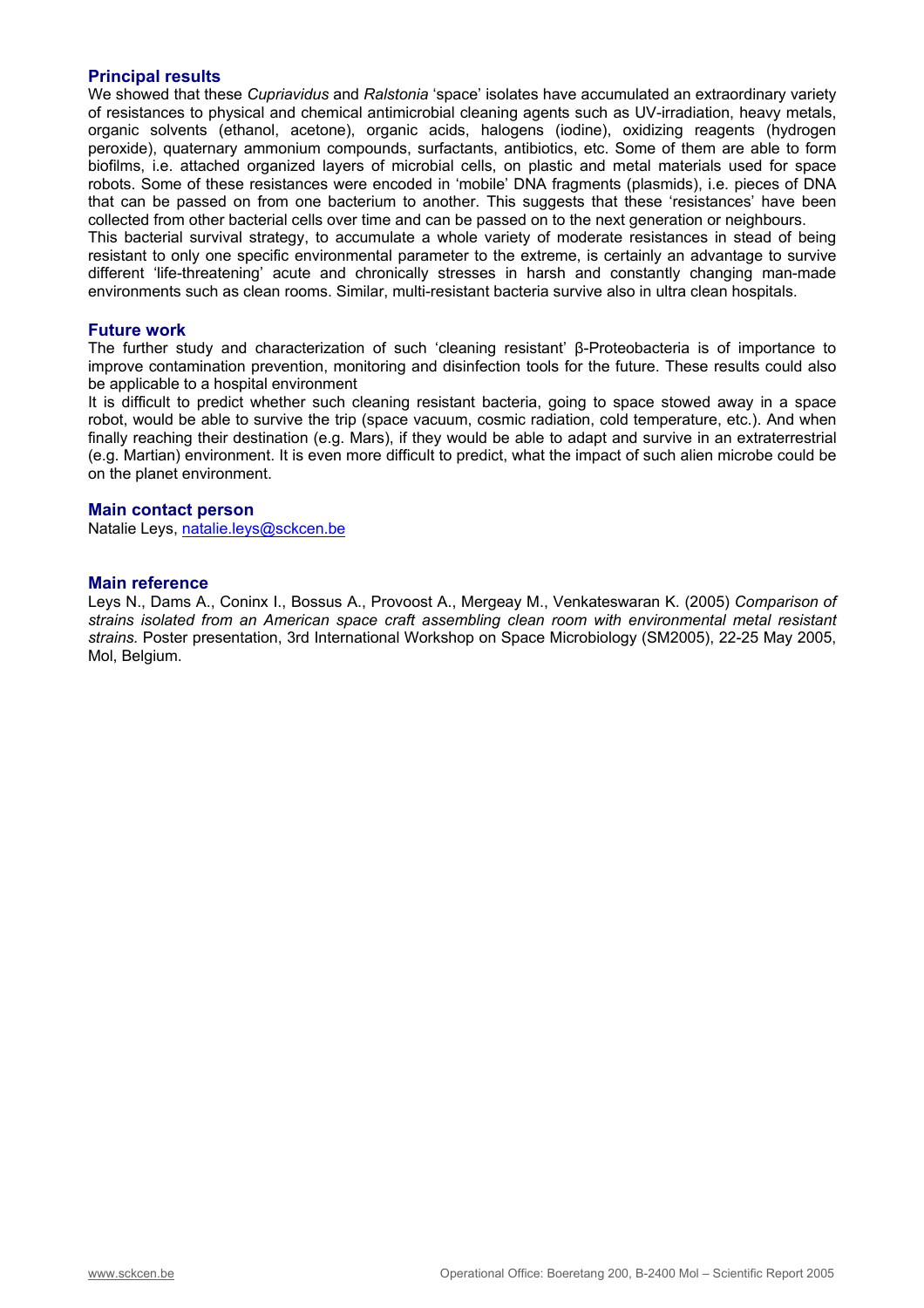## Principal results

We showed that these *Cupriavidus* and *Ralstonia* 'space' isolates have accumulated an extraordinary variety of resistances to physical and chemical antimicrobial cleaning agents such as UV-irradiation, heavy metals, organic solvents (ethanol, acetone), organic acids, halogens (iodine), oxidizing reagents (hydrogen peroxide), quaternary ammonium compounds, surfactants, antibiotics, etc. Some of them are able to form biofilms, i.e. attached organized layers of microbial cells, on plastic and metal materials used for space robots. Some of these resistances were encoded in 'mobile' DNA fragments (plasmids), i.e. pieces of DNA that can be passed on from one bacterium to another. This suggests that these 'resistances' have been collected from other bacterial cells over time and can be passed on to the next generation or neighbours.

This bacterial survival strategy, to accumulate a whole variety of moderate resistances in stead of being resistant to only one specific environmental parameter to the extreme, is certainly an advantage to survive different 'life-threatening' acute and chronically stresses in harsh and constantly changing man-made environments such as clean rooms. Similar, multi-resistant bacteria survive also in ultra clean hospitals.

## Future work

The further study and characterization of such 'cleaning resistant' β-Proteobacteria is of importance to improve contamination prevention, monitoring and disinfection tools for the future. These results could also be applicable to a hospital environment

It is difficult to predict whether such cleaning resistant bacteria, going to space stowed away in a space robot, would be able to survive the trip (space vacuum, cosmic radiation, cold temperature, etc.). And when finally reaching their destination (e.g. Mars), if they would be able to adapt and survive in an extraterrestrial (e.g. Martian) environment. It is even more difficult to predict, what the impact of such alien microbe could be on the planet environment.

## Main contact person

Natalie Leys, natalie.leys@sckcen.be

## Main reference

Leys N., Dams A., Coninx I., Bossus A., Provoost A., Mergeay M., Venkateswaran K. (2005) *Comparison of strains isolated from an American space craft assembling clean room with environmental metal resistant strains.* Poster presentation, 3rd International Workshop on Space Microbiology (SM2005), 22-25 May 2005, Mol, Belgium.